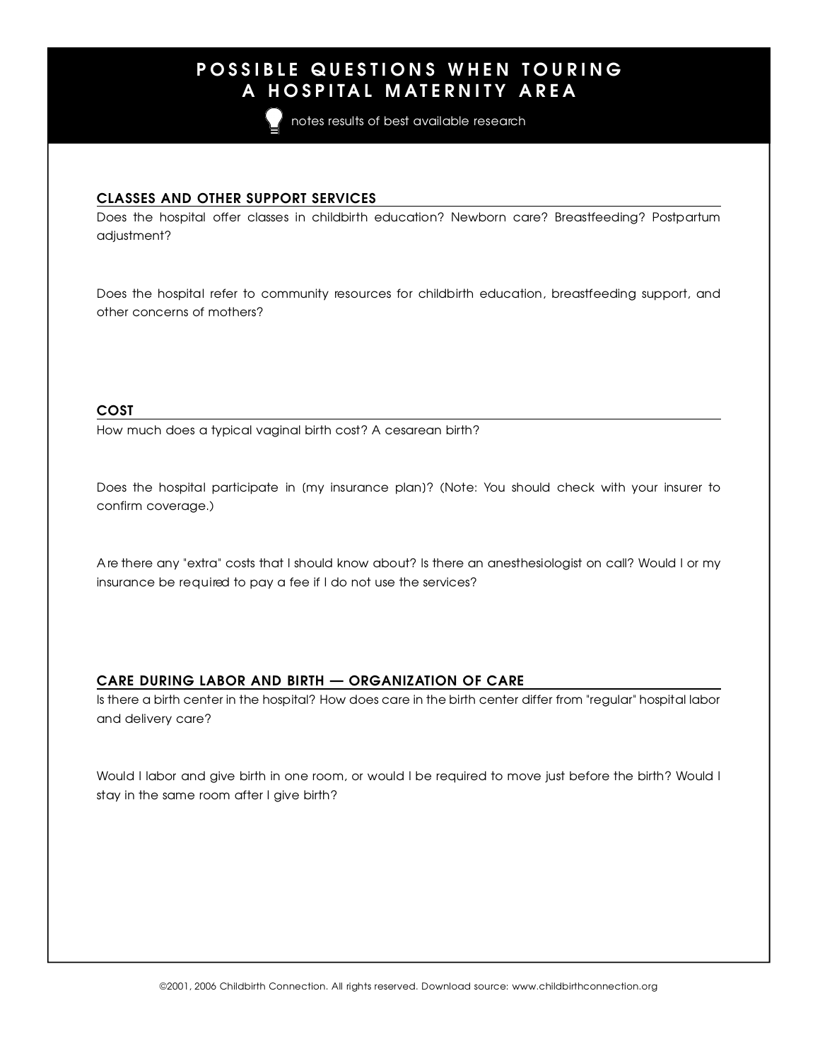# POSSIBLE QUESTIONS WHEN TOURING A HOSPITAL MATERNITY AREA

notes results of best available research

## CLASSES AND OTHER SUPPORT SERVICES

Does the hospital offer classes in childbirth education? Newborn care? Breastfeeding? Postpartum adjustment?

Does the hospital refer to community resources for childbirth education, breastfeeding support, and other concerns of mothers?

## COST

How much does a typical vaginal birth cost? A cesarean birth?

Does the hospital participate in (my insurance plan)? (Note: You should check with your insurer to confirm coverage.)

Are there any "extra" costs that I should know about? Is there an anesthesiologist on call? Would I or my insurance be required to pay a fee if I do not use the services?

## CARE DURING LABOR AND BIRTH — ORGANIZATION OF CARE

Is there a birth center in the hospital? How does care in the birth center differ from "regular" hospital labor and delivery care?

Would I labor and give birth in one room, or would I be required to move just before the birth? Would I stay in the same room after I give birth?

©2001, 2006 Childbirth Connection. All rights reserved. Download source: www.childbirthconnection.org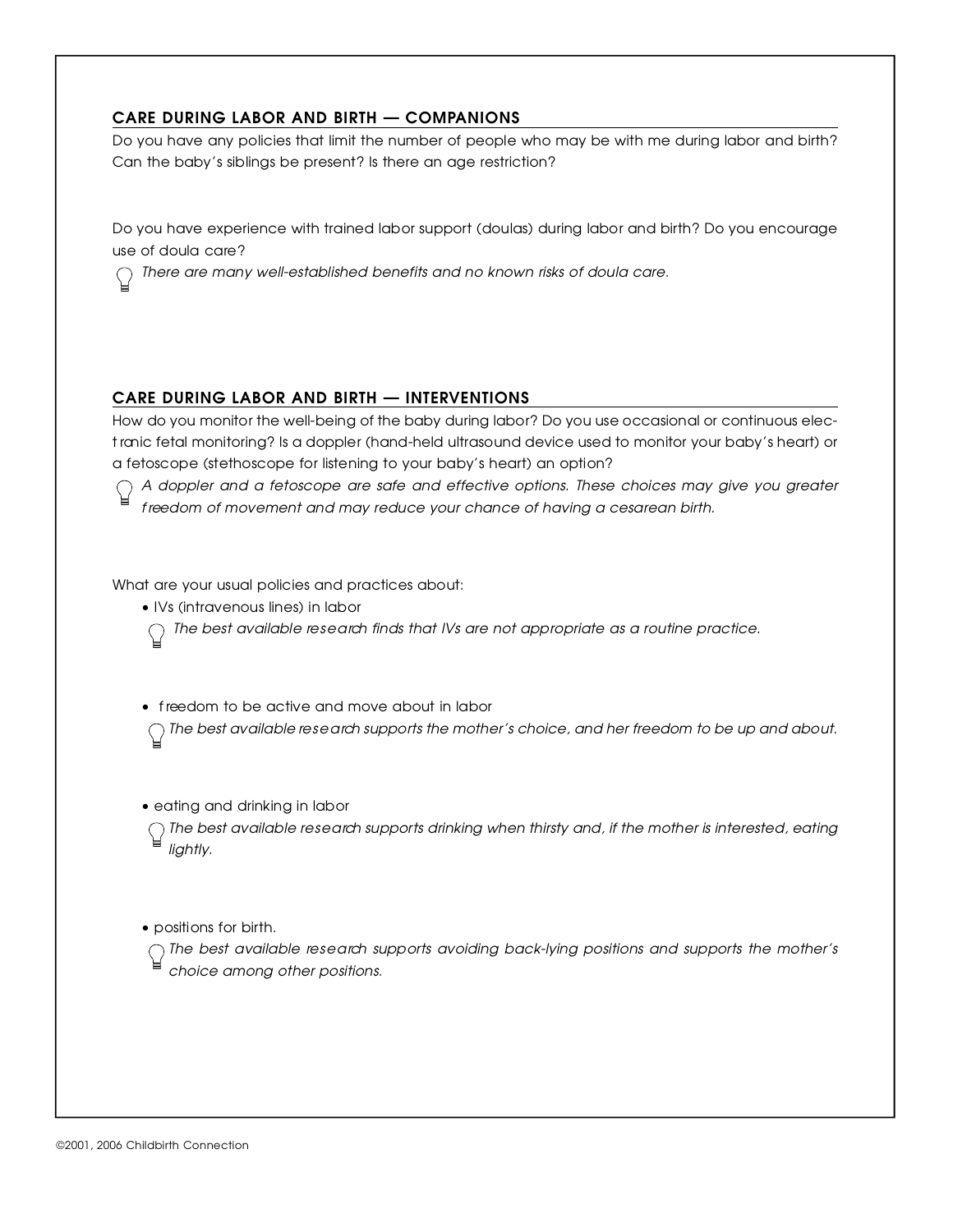## CARE DURING LABOR AND BIRTH — COMPANIONS

Do you have any policies that limit the number of people who may be with me during labor and birth? Can the baby's siblings be present? Is there an age restriction?

Do you have experience with trained labor support (doulas) during labor and birth? Do you encourage use of doula care?

*There are many well-established benefits and no known risks of doula care.*

## CARE DURING LABOR AND BIRTH — INTERVENTIONS

How do you monitor the well-being of the baby during labor? Do you use occasional or continuous electronic fetal monitoring? Is a doppler (hand-held ultrasound device used to monitor your baby's heart) or a fetoscope (stethoscope for listening to your baby's heart) an option?

*A doppler and a fetoscope are safe and effective options. These choices may give you greater freedom of movement and may reduce your chance of having a cesarean birth.*

What are your usual policies and practices about:

- IVs (intravenous lines) in labor

  *The best available research finds that IVs are not appropriate as a routine practice.*

- freedom to be active and move about in labor

  *The best available research supports the mother's choice, and her freedom to be up and about.*

- eating and drinking in labor

  *The best available research supports drinking when thirsty and, if the mother is interested, eating lightly.*

- positions for birth.

  *The best available research supports avoiding back-lying positions and supports the mother's choice among other positions.*

©2001, 2006 Childbirth Connection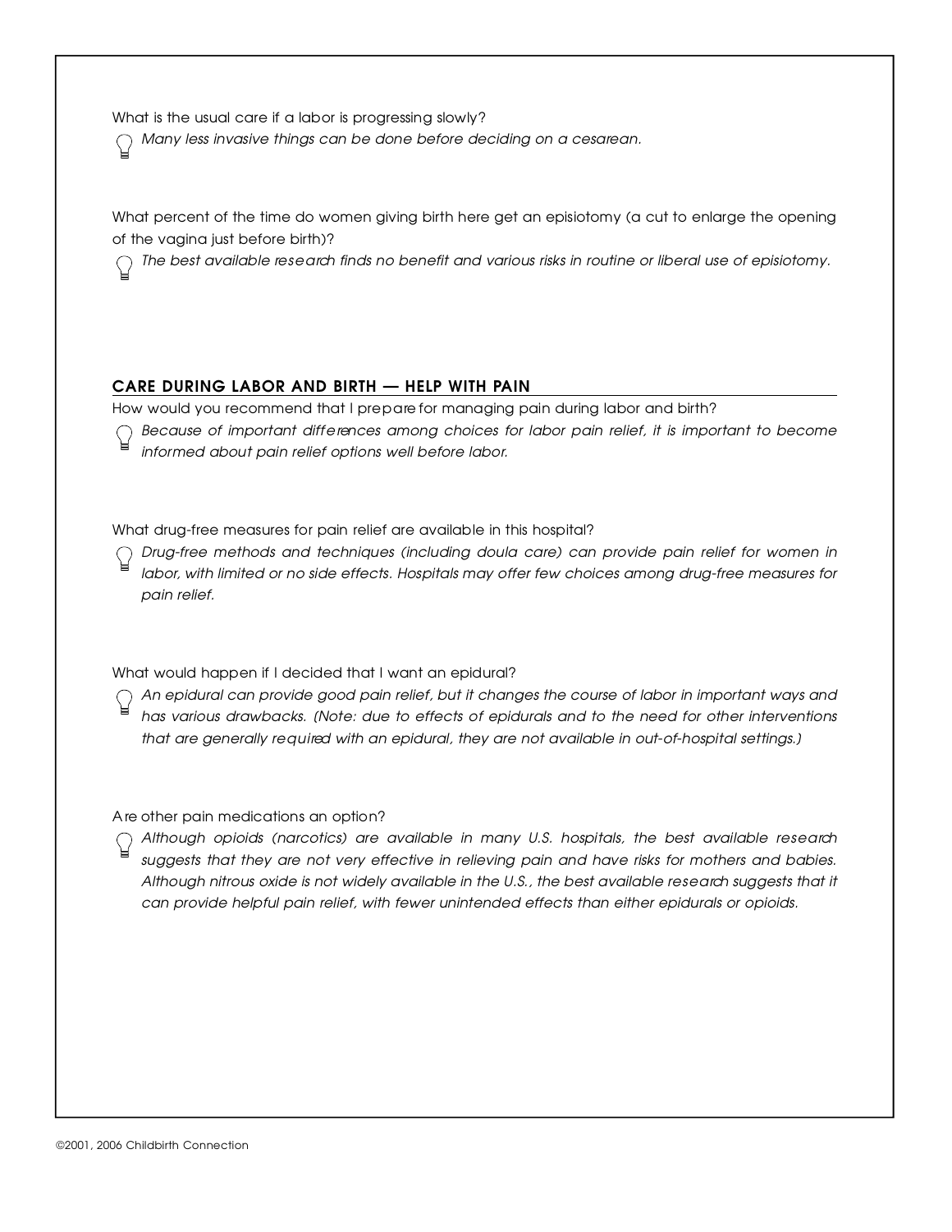What is the usual care if a labor is progressing slowly?

*Many less invasive things can be done before deciding on a cesarean.*

What percent of the time do women giving birth here get an episiotomy (a cut to enlarge the opening of the vagina just before birth)?

*The best available research finds no benefit and various risks in routine or liberal use of episiotomy.*

## CARE DURING LABOR AND BIRTH — HELP WITH PAIN

How would you recommend that I prepare for managing pain during labor and birth?

*Because of important differences among choices for labor pain relief, it is important to become informed about pain relief options well before labor.*

What drug-free measures for pain relief are available in this hospital?

*Drug-free methods and techniques (including doula care) can provide pain relief for women in labor, with limited or no side effects. Hospitals may offer few choices among drug-free measures for pain relief.*

What would happen if I decided that I want an epidural?

*An epidural can provide good pain relief, but it changes the course of labor in important ways and has various drawbacks. (Note: due to effects of epidurals and to the need for other interventions that are generally required with an epidural, they are not available in out-of-hospital settings.)*

Are other pain medications an option?

*Although opioids (narcotics) are available in many U.S. hospitals, the best available research suggests that they are not very effective in relieving pain and have risks for mothers and babies. Although nitrous oxide is not widely available in the U.S., the best available research suggests that it can provide helpful pain relief, with fewer unintended effects than either epidurals or opioids.*

©2001, 2006 Childbirth Connection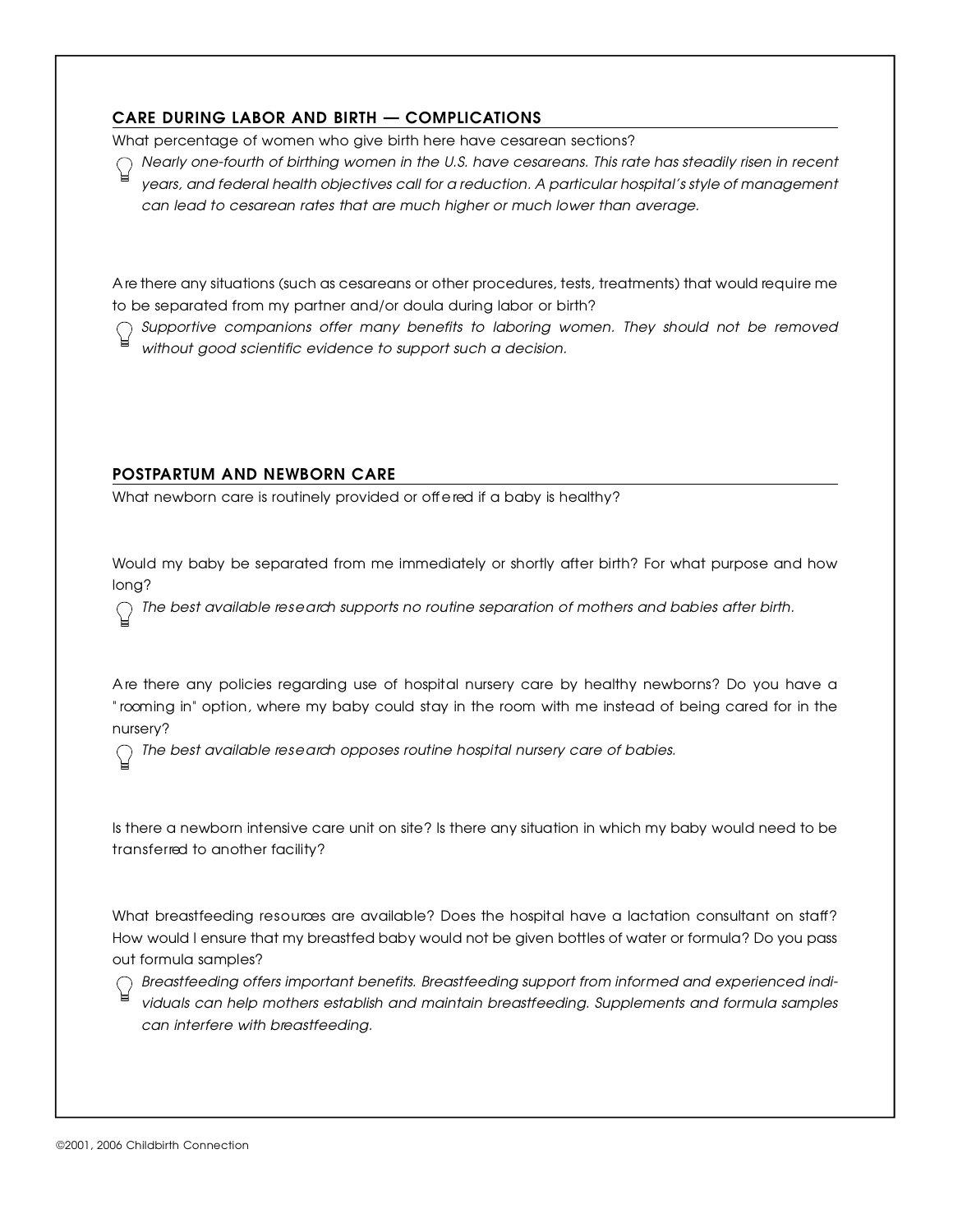## CARE DURING LABOR AND BIRTH — COMPLICATIONS

What percentage of women who give birth here have cesarean sections?

*Nearly one-fourth of birthing women in the U.S. have cesareans. This rate has steadily risen in recent years, and federal health objectives call for a reduction. A particular hospital's style of management can lead to cesarean rates that are much higher or much lower than average.*

Are there any situations (such as cesareans or other procedures, tests, treatments) that would require me to be separated from my partner and/or doula during labor or birth?

*Supportive companions offer many benefits to laboring women. They should not be removed without good scientific evidence to support such a decision.*

## POSTPARTUM AND NEWBORN CARE

What newborn care is routinely provided or offered if a baby is healthy?

Would my baby be separated from me immediately or shortly after birth? For what purpose and how long?

*The best available research supports no routine separation of mothers and babies after birth.*

Are there any policies regarding use of hospital nursery care by healthy newborns? Do you have a "rooming in" option, where my baby could stay in the room with me instead of being cared for in the nursery?

*The best available research opposes routine hospital nursery care of babies.*

Is there a newborn intensive care unit on site? Is there any situation in which my baby would need to be transferred to another facility?

What breastfeeding resources are available? Does the hospital have a lactation consultant on staff? How would I ensure that my breastfed baby would not be given bottles of water or formula? Do you pass out formula samples?

*Breastfeeding offers important benefits. Breastfeeding support from informed and experienced individuals can help mothers establish and maintain breastfeeding. Supplements and formula samples can interfere with breastfeeding.*

©2001, 2006 Childbirth Connection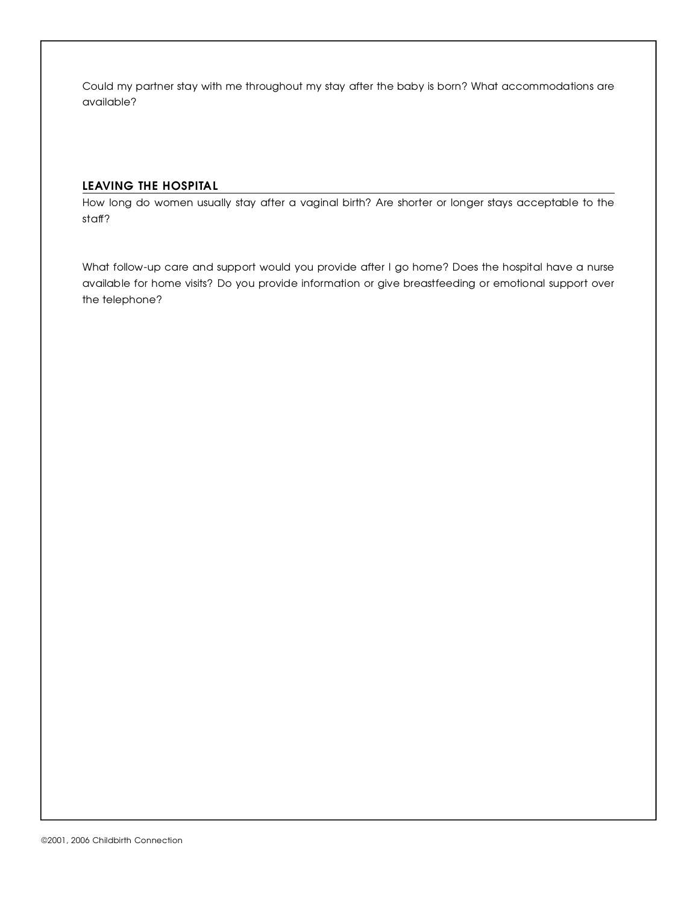Could my partner stay with me throughout my stay after the baby is born? What accommodations are available?

## LEAVING THE HOSPITAL

How long do women usually stay after a vaginal birth? Are shorter or longer stays acceptable to the staff?

What follow-up care and support would you provide after I go home? Does the hospital have a nurse available for home visits? Do you provide information or give breastfeeding or emotional support over the telephone?

©2001, 2006 Childbirth Connection